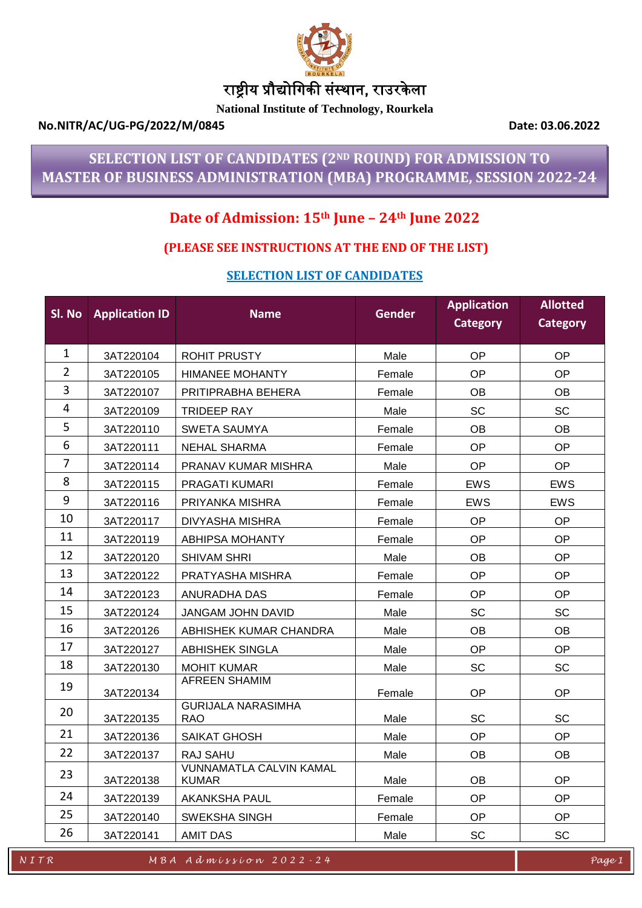राष्ट्रीय प्रौद्योगिकी संस्थान, राउरकेला

National Institute of Technology, Rourkela

**No.NITR/AC/UG-PG/2022/M/0845** **Date: 03.06.2022**

# SELECTION LIST OF CANDIDATES (2ND ROUND) FOR ADMISSION TO MASTER OF BUSINESS ADMINISTRATION (MBA) PROGRAMME, SESSION 2022-24

## Date of Admission: 15th June – 24th June 2022

**(PLEASE SEE INSTRUCTIONS AT THE END OF THE LIST)**

### SELECTION LIST OF CANDIDATES

| Sl. No | Application ID | Name | Gender | Application Category | Allotted Category |
|---|---|---|---|---|---|
| 1 | 3AT220104 | ROHIT PRUSTY | Male | OP | OP |
| 2 | 3AT220105 | HIMANEE MOHANTY | Female | OP | OP |
| 3 | 3AT220107 | PRITIPRABHA BEHERA | Female | OB | OB |
| 4 | 3AT220109 | TRIDEEP RAY | Male | SC | SC |
| 5 | 3AT220110 | SWETA SAUMYA | Female | OB | OB |
| 6 | 3AT220111 | NEHAL SHARMA | Female | OP | OP |
| 7 | 3AT220114 | PRANAV KUMAR MISHRA | Male | OP | OP |
| 8 | 3AT220115 | PRAGATI KUMARI | Female | EWS | EWS |
| 9 | 3AT220116 | PRIYANKA MISHRA | Female | EWS | EWS |
| 10 | 3AT220117 | DIVYASHA MISHRA | Female | OP | OP |
| 11 | 3AT220119 | ABHIPSA MOHANTY | Female | OP | OP |
| 12 | 3AT220120 | SHIVAM SHRI | Male | OB | OP |
| 13 | 3AT220122 | PRATYASHA MISHRA | Female | OP | OP |
| 14 | 3AT220123 | ANURADHA DAS | Female | OP | OP |
| 15 | 3AT220124 | JANGAM JOHN DAVID | Male | SC | SC |
| 16 | 3AT220126 | ABHISHEK KUMAR CHANDRA | Male | OB | OB |
| 17 | 3AT220127 | ABHISHEK SINGLA | Male | OP | OP |
| 18 | 3AT220130 | MOHIT KUMAR | Male | SC | SC |
| 19 | 3AT220134 | AFREEN SHAMIM | Female | OP | OP |
| 20 | 3AT220135 | GURIJALA NARASIMHA RAO | Male | SC | SC |
| 21 | 3AT220136 | SAIKAT GHOSH | Male | OP | OP |
| 22 | 3AT220137 | RAJ SAHU | Male | OB | OB |
| 23 | 3AT220138 | VUNNAMATLA CALVIN KAMAL KUMAR | Male | OB | OP |
| 24 | 3AT220139 | AKANKSHA PAUL | Female | OP | OP |
| 25 | 3AT220140 | SWEKSHA SINGH | Female | OP | OP |
| 26 | 3AT220141 | AMIT DAS | Male | SC | SC |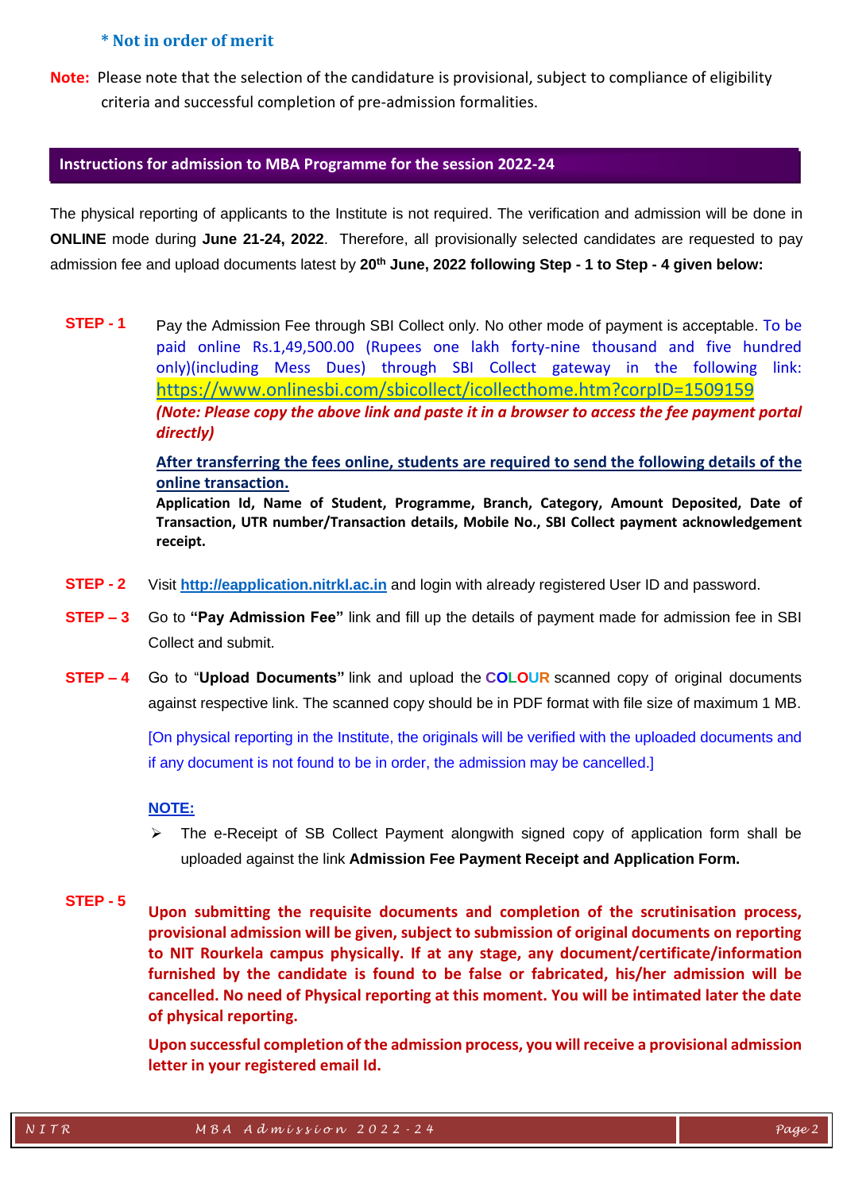**\* Not in order of merit**

**Note:** Please note that the selection of the candidature is provisional, subject to compliance of eligibility criteria and successful completion of pre-admission formalities.

## Instructions for admission to MBA Programme for the session 2022-24

The physical reporting of applicants to the Institute is not required. The verification and admission will be done in **ONLINE** mode during **June 21-24, 2022**. Therefore, all provisionally selected candidates are requested to pay admission fee and upload documents latest by **20th June, 2022 following Step - 1 to Step - 4 given below:**

**STEP - 1** Pay the Admission Fee through SBI Collect only. No other mode of payment is acceptable. To be paid online Rs.1,49,500.00 (Rupees one lakh forty-nine thousand and five hundred only)(including Mess Dues) through SBI Collect gateway in the following link: https://www.onlinesbi.com/sbicollect/icollecthome.htm?corpID=1509159

***(Note: Please copy the above link and paste it in a browser to access the fee payment portal directly)***

**After transferring the fees online, students are required to send the following details of the online transaction.**

**Application Id, Name of Student, Programme, Branch, Category, Amount Deposited, Date of Transaction, UTR number/Transaction details, Mobile No., SBI Collect payment acknowledgement receipt.**

**STEP - 2** Visit **http://eapplication.nitrkl.ac.in** and login with already registered User ID and password.

**STEP – 3** Go to **"Pay Admission Fee"** link and fill up the details of payment made for admission fee in SBI Collect and submit.

**STEP – 4** Go to "**Upload Documents"** link and upload the **COLOUR** scanned copy of original documents against respective link. The scanned copy should be in PDF format with file size of maximum 1 MB.

[On physical reporting in the Institute, the originals will be verified with the uploaded documents and if any document is not found to be in order, the admission may be cancelled.]

**NOTE:**

- The e-Receipt of SB Collect Payment alongwith signed copy of application form shall be uploaded against the link **Admission Fee Payment Receipt and Application Form.**

**STEP - 5** **Upon submitting the requisite documents and completion of the scrutinisation process, provisional admission will be given, subject to submission of original documents on reporting to NIT Rourkela campus physically. If at any stage, any document/certificate/information furnished by the candidate is found to be false or fabricated, his/her admission will be cancelled. No need of Physical reporting at this moment. You will be intimated later the date of physical reporting.**

**Upon successful completion of the admission process, you will receive a provisional admission letter in your registered email Id.**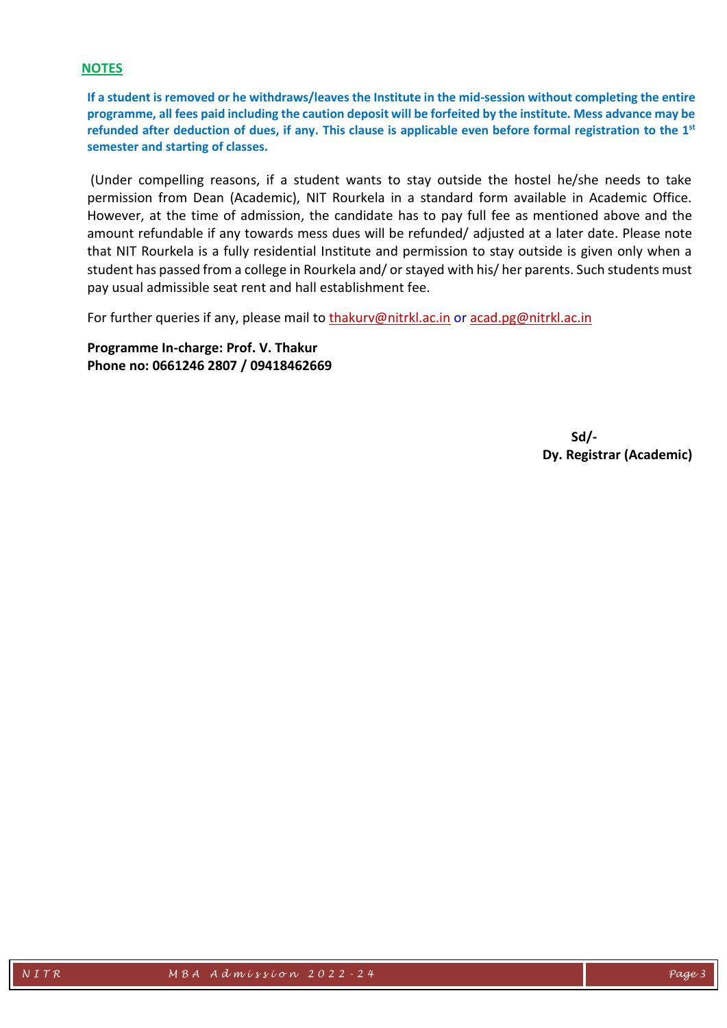## NOTES

**If a student is removed or he withdraws/leaves the Institute in the mid-session without completing the entire programme, all fees paid including the caution deposit will be forfeited by the institute. Mess advance may be refunded after deduction of dues, if any. This clause is applicable even before formal registration to the 1st semester and starting of classes.**

(Under compelling reasons, if a student wants to stay outside the hostel he/she needs to take permission from Dean (Academic), NIT Rourkela in a standard form available in Academic Office. However, at the time of admission, the candidate has to pay full fee as mentioned above and the amount refundable if any towards mess dues will be refunded/ adjusted at a later date. Please note that NIT Rourkela is a fully residential Institute and permission to stay outside is given only when a student has passed from a college in Rourkela and/ or stayed with his/ her parents. Such students must pay usual admissible seat rent and hall establishment fee.

For further queries if any, please mail to thakurv@nitrkl.ac.in or acad.pg@nitrkl.ac.in

**Programme In-charge: Prof. V. Thakur**
**Phone no: 0661246 2807 / 09418462669**

**Sd/-**
**Dy. Registrar (Academic)**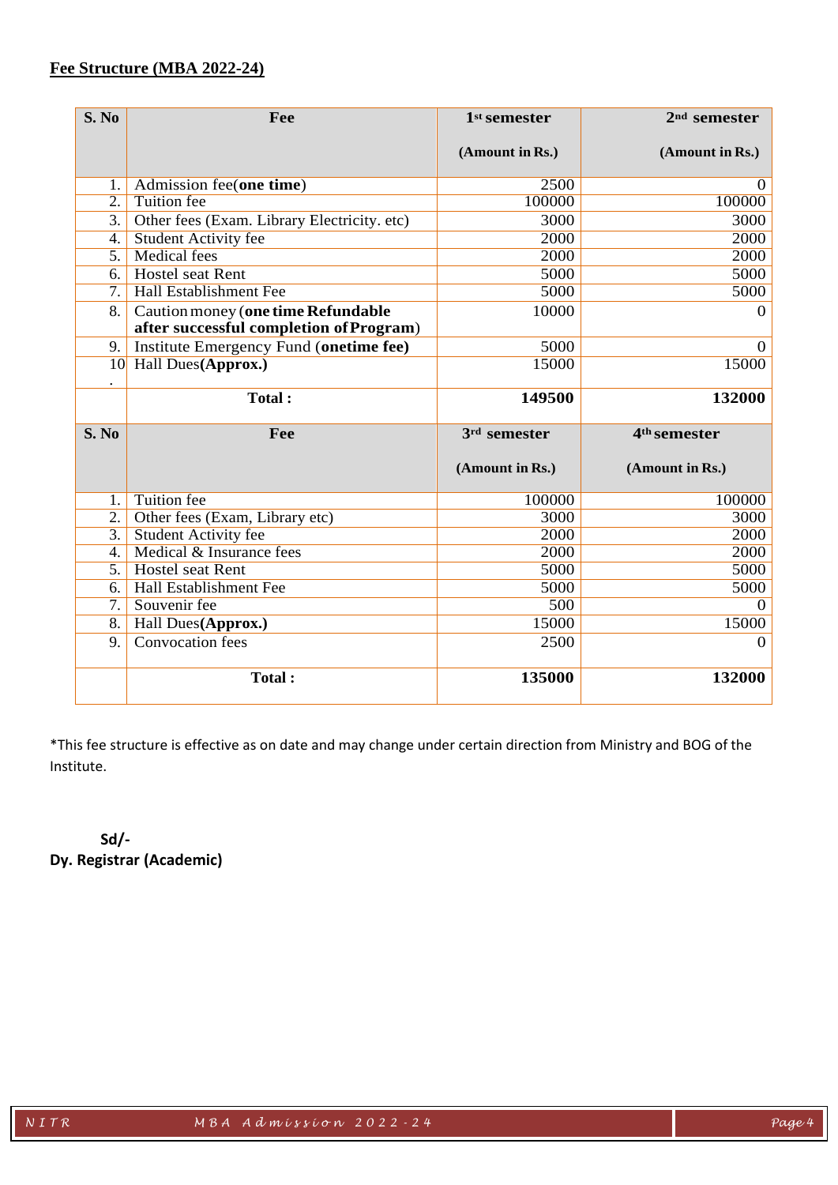## Fee Structure (MBA 2022-24)

| S. No | Fee | 1st semester (Amount in Rs.) | 2nd semester (Amount in Rs.) |
|---|---|---|---|
| 1. | Admission fee(**one time**) | 2500 | 0 |
| 2. | Tuition fee | 100000 | 100000 |
| 3. | Other fees (Exam. Library Electricity. etc) | 3000 | 3000 |
| 4. | Student Activity fee | 2000 | 2000 |
| 5. | Medical fees | 2000 | 2000 |
| 6. | Hostel seat Rent | 5000 | 5000 |
| 7. | Hall Establishment Fee | 5000 | 5000 |
| 8. | Caution money (**one time Refundable after successful completion of Program**) | 10000 | 0 |
| 9. | Institute Emergency Fund (**onetime fee)** | 5000 | 0 |
| 10. | Hall Dues**(Approx.)** | 15000 | 15000 |
| | **Total :** | **149500** | **132000** |
| **S. No** | **Fee** | **3rd semester (Amount in Rs.)** | **4th semester (Amount in Rs.)** |
| 1. | Tuition fee | 100000 | 100000 |
| 2. | Other fees (Exam, Library etc) | 3000 | 3000 |
| 3. | Student Activity fee | 2000 | 2000 |
| 4. | Medical & Insurance fees | 2000 | 2000 |
| 5. | Hostel seat Rent | 5000 | 5000 |
| 6. | Hall Establishment Fee | 5000 | 5000 |
| 7. | Souvenir fee | 500 | 0 |
| 8. | Hall Dues**(Approx.)** | 15000 | 15000 |
| 9. | Convocation fees | 2500 | 0 |
| | **Total :** | **135000** | **132000** |

*This fee structure is effective as on date and may change under certain direction from Ministry and BOG of the Institute.

**Sd/-**
**Dy. Registrar (Academic)**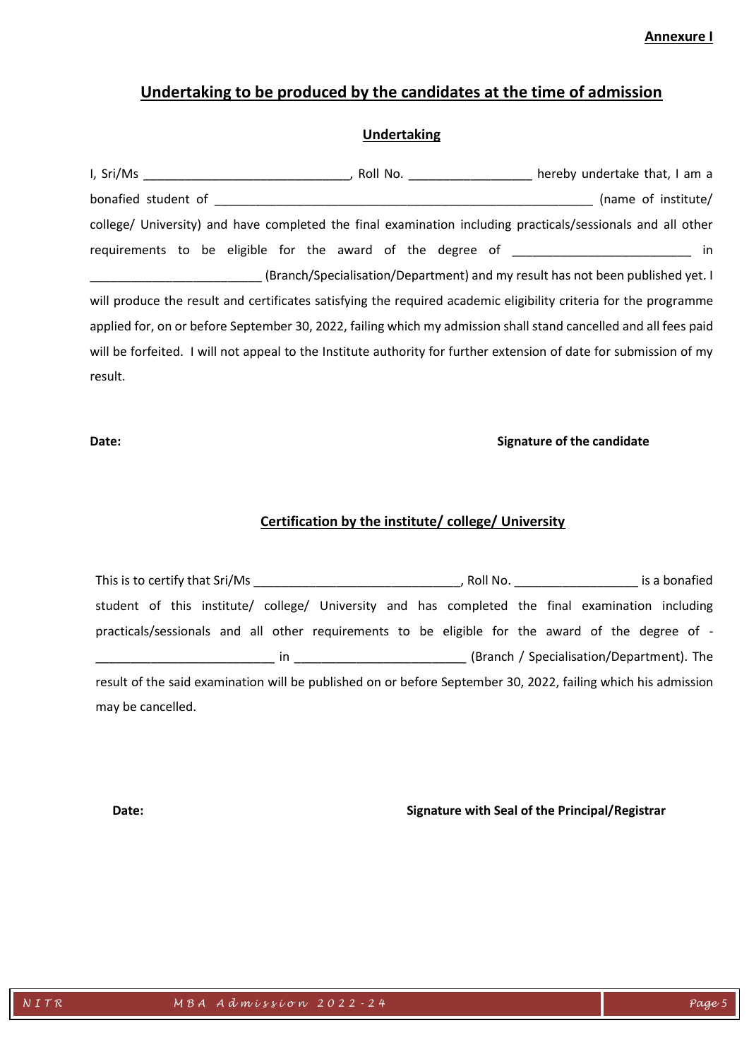**Annexure I**

## Undertaking to be produced by the candidates at the time of admission

### Undertaking

I, Sri/Ms ______________________________, Roll No. __________________ hereby undertake that, I am a bonafied student of ________________________________________________________ (name of institute/ college/ University) and have completed the final examination including practicals/sessionals and all other requirements to be eligible for the award of the degree of __________________________ in _________________________ (Branch/Specialisation/Department) and my result has not been published yet. I will produce the result and certificates satisfying the required academic eligibility criteria for the programme applied for, on or before September 30, 2022, failing which my admission shall stand cancelled and all fees paid will be forfeited. I will not appeal to the Institute authority for further extension of date for submission of my result.

**Date:** **Signature of the candidate**

### Certification by the institute/ college/ University

This is to certify that Sri/Ms ______________________________, Roll No. __________________ is a bonafied student of this institute/ college/ University and has completed the final examination including practicals/sessionals and all other requirements to be eligible for the award of the degree of - __________________________ in _________________________ (Branch / Specialisation/Department). The result of the said examination will be published on or before September 30, 2022, failing which his admission may be cancelled.

**Date:** **Signature with Seal of the Principal/Registrar**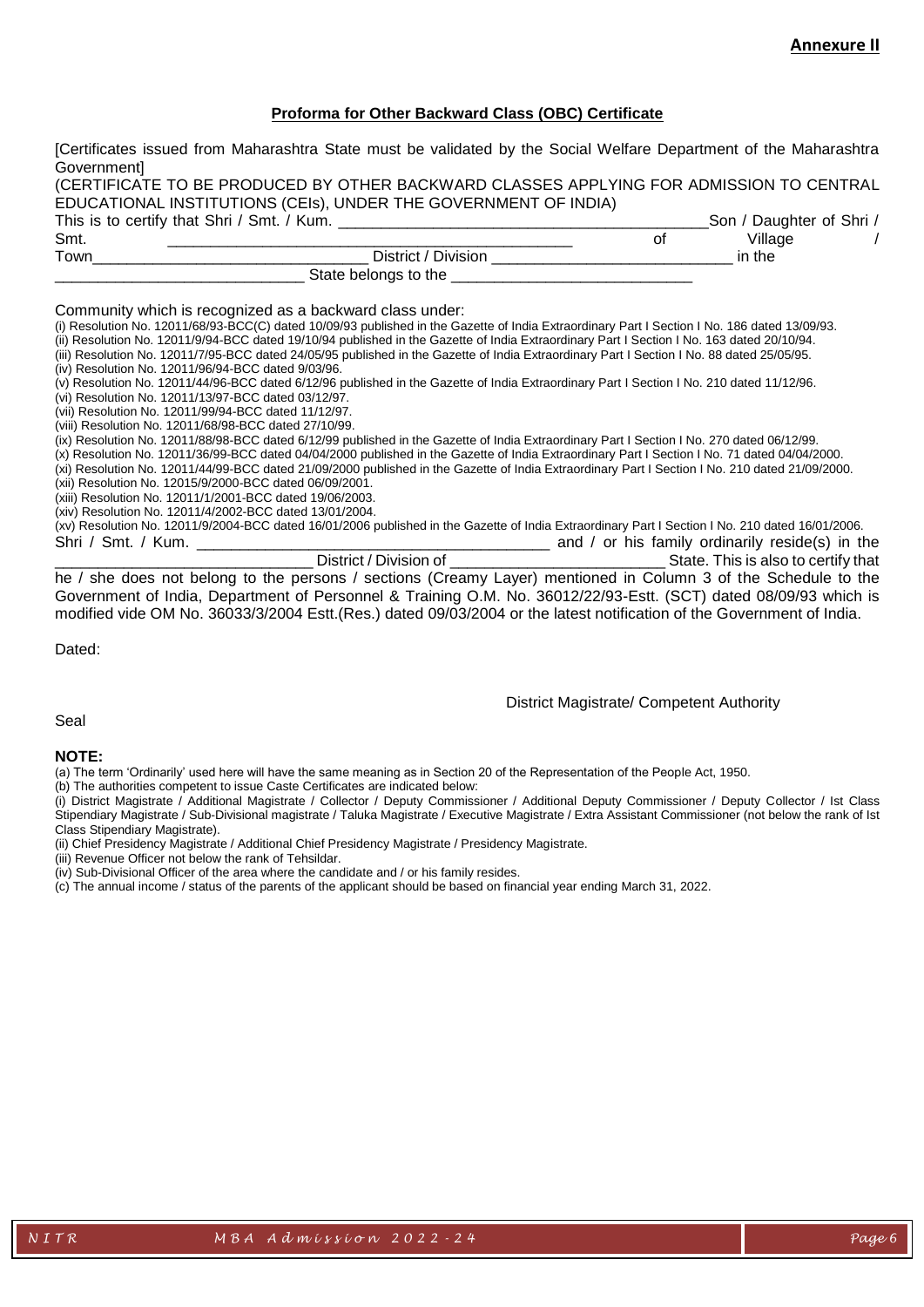**Annexure II**

## Proforma for Other Backward Class (OBC) Certificate

[Certificates issued from Maharashtra State must be validated by the Social Welfare Department of the Maharashtra Government]

(CERTIFICATE TO BE PRODUCED BY OTHER BACKWARD CLASSES APPLYING FOR ADMISSION TO CENTRAL EDUCATIONAL INSTITUTIONS (CEIs), UNDER THE GOVERNMENT OF INDIA)

This is to certify that Shri / Smt. / Kum. ___________________________________________Son / Daughter of Shri / Smt. ______________________________________________ of Village / Town_______________________________ District / Division ____________________________ in the ____________________________ State belongs to the ____________________________

Community which is recognized as a backward class under:

(i) Resolution No. 12011/68/93-BCC(C) dated 10/09/93 published in the Gazette of India Extraordinary Part I Section I No. 186 dated 13/09/93.
(ii) Resolution No. 12011/9/94-BCC dated 19/10/94 published in the Gazette of India Extraordinary Part I Section I No. 163 dated 20/10/94.
(iii) Resolution No. 12011/7/95-BCC dated 24/05/95 published in the Gazette of India Extraordinary Part I Section I No. 88 dated 25/05/95.
(iv) Resolution No. 12011/96/94-BCC dated 9/03/96.
(v) Resolution No. 12011/44/96-BCC dated 6/12/96 published in the Gazette of India Extraordinary Part I Section I No. 210 dated 11/12/96.
(vi) Resolution No. 12011/13/97-BCC dated 03/12/97.
(vii) Resolution No. 12011/99/94-BCC dated 11/12/97.
(viii) Resolution No. 12011/68/98-BCC dated 27/10/99.
(ix) Resolution No. 12011/88/98-BCC dated 6/12/99 published in the Gazette of India Extraordinary Part I Section I No. 270 dated 06/12/99.
(x) Resolution No. 12011/36/99-BCC dated 04/04/2000 published in the Gazette of India Extraordinary Part I Section I No. 71 dated 04/04/2000.
(xi) Resolution No. 12011/44/99-BCC dated 21/09/2000 published in the Gazette of India Extraordinary Part I Section I No. 210 dated 21/09/2000.
(xii) Resolution No. 12015/9/2000-BCC dated 06/09/2001.
(xiii) Resolution No. 12011/1/2001-BCC dated 19/06/2003.
(xiv) Resolution No. 12011/4/2002-BCC dated 13/01/2004.
(xv) Resolution No. 12011/9/2004-BCC dated 16/01/2006 published in the Gazette of India Extraordinary Part I Section I No. 210 dated 16/01/2006.

Shri / Smt. / Kum. ________________________________________ and / or his family ordinarily reside(s) in the ______________________________ District / Division of _________________________ State. This is also to certify that he / she does not belong to the persons / sections (Creamy Layer) mentioned in Column 3 of the Schedule to the Government of India, Department of Personnel & Training O.M. No. 36012/22/93-Estt. (SCT) dated 08/09/93 which is modified vide OM No. 36033/3/2004 Estt.(Res.) dated 09/03/2004 or the latest notification of the Government of India.

Dated:

District Magistrate/ Competent Authority

Seal

**NOTE:**

(a) The term 'Ordinarily' used here will have the same meaning as in Section 20 of the Representation of the People Act, 1950.
(b) The authorities competent to issue Caste Certificates are indicated below:
(i) District Magistrate / Additional Magistrate / Collector / Deputy Commissioner / Additional Deputy Commissioner / Deputy Collector / Ist Class Stipendiary Magistrate / Sub-Divisional magistrate / Taluka Magistrate / Executive Magistrate / Extra Assistant Commissioner (not below the rank of Ist Class Stipendiary Magistrate).
(ii) Chief Presidency Magistrate / Additional Chief Presidency Magistrate / Presidency Magistrate.
(iii) Revenue Officer not below the rank of Tehsildar.
(iv) Sub-Divisional Officer of the area where the candidate and / or his family resides.
(c) The annual income / status of the parents of the applicant should be based on financial year ending March 31, 2022.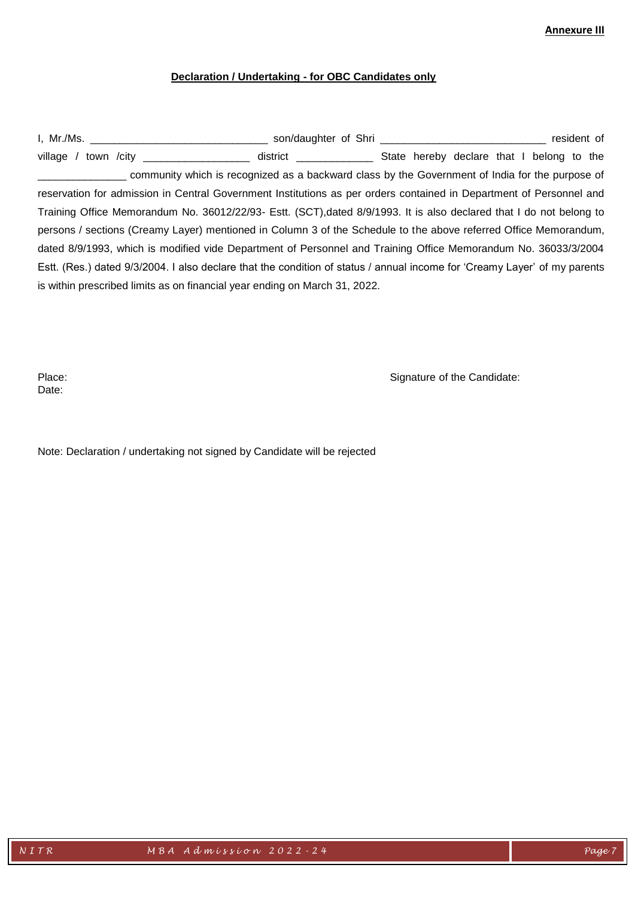**Annexure III**

**Declaration / Undertaking - for OBC Candidates only**

I, Mr./Ms. ______________________________ son/daughter of Shri ____________________________ resident of village / town /city __________________ district _____________ State hereby declare that I belong to the _______________ community which is recognized as a backward class by the Government of India for the purpose of reservation for admission in Central Government Institutions as per orders contained in Department of Personnel and Training Office Memorandum No. 36012/22/93- Estt. (SCT),dated 8/9/1993. It is also declared that I do not belong to persons / sections (Creamy Layer) mentioned in Column 3 of the Schedule to the above referred Office Memorandum, dated 8/9/1993, which is modified vide Department of Personnel and Training Office Memorandum No. 36033/3/2004 Estt. (Res.) dated 9/3/2004. I also declare that the condition of status / annual income for 'Creamy Layer' of my parents is within prescribed limits as on financial year ending on March 31, 2022.

Place:

Date:

Signature of the Candidate:

Note: Declaration / undertaking not signed by Candidate will be rejected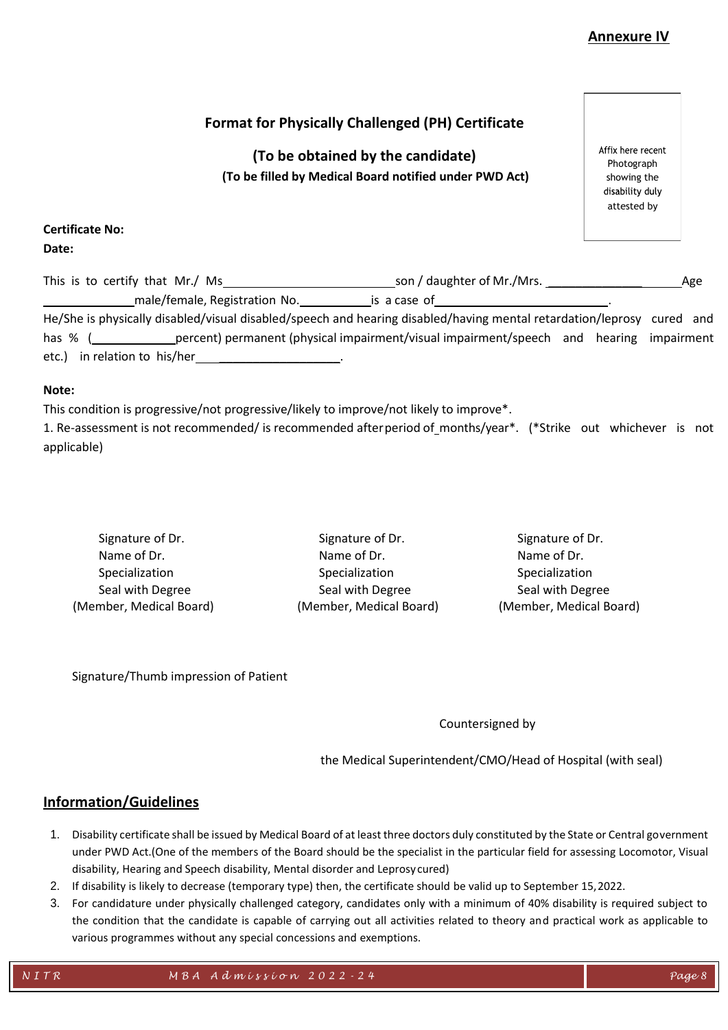**Annexure IV**

## Format for Physically Challenged (PH) Certificate

### (To be obtained by the candidate)

**(To be filled by Medical Board notified under PWD Act)**

Affix here recent Photograph showing the disability duly attested by

**Certificate No:**

**Date:**

This is to certify that Mr./ Ms\_\_\_\_\_\_\_\_\_\_\_\_\_\_\_\_\_\_\_\_\_\_\_\_\_\_son / daughter of Mr./Mrs. \_\_\_\_\_\_\_\_\_\_\_\_\_\_\_\_\_\_\_\_\_Age \_\_\_\_\_\_\_\_\_\_\_\_\_\_male/female, Registration No.\_\_\_\_\_\_\_\_\_\_\_is a case of\_\_\_\_\_\_\_\_\_\_\_\_\_\_\_\_\_\_\_\_\_\_\_\_\_\_. He/She is physically disabled/visual disabled/speech and hearing disabled/having mental retardation/leprosy cured and has % (\_\_\_\_\_\_\_\_\_\_\_\_percent) permanent (physical impairment/visual impairment/speech and hearing impairment etc.) in relation to his/her\_\_\_\_\_\_\_\_\_\_\_\_\_\_\_\_\_\_\_\_\_\_\_.

**Note:**

This condition is progressive/not progressive/likely to improve/not likely to improve*.

1. Re-assessment is not recommended/ is recommended after period of months/year*. (*Strike out whichever is not applicable)

| Signature of Dr.<br>Name of Dr.<br>Specialization<br>Seal with Degree<br>(Member, Medical Board) | Signature of Dr.<br>Name of Dr.<br>Specialization<br>Seal with Degree<br>(Member, Medical Board) | Signature of Dr.<br>Name of Dr.<br>Specialization<br>Seal with Degree<br>(Member, Medical Board) |
|---|---|---|

Signature/Thumb impression of Patient

Countersigned by

the Medical Superintendent/CMO/Head of Hospital (with seal)

## Information/Guidelines

1. Disability certificate shall be issued by Medical Board of at least three doctors duly constituted by the State or Central government under PWD Act.(One of the members of the Board should be the specialist in the particular field for assessing Locomotor, Visual disability, Hearing and Speech disability, Mental disorder and Leprosy cured)
2. If disability is likely to decrease (temporary type) then, the certificate should be valid up to September 15, 2022.
3. For candidature under physically challenged category, candidates only with a minimum of 40% disability is required subject to the condition that the candidate is capable of carrying out all activities related to theory and practical work as applicable to various programmes without any special concessions and exemptions.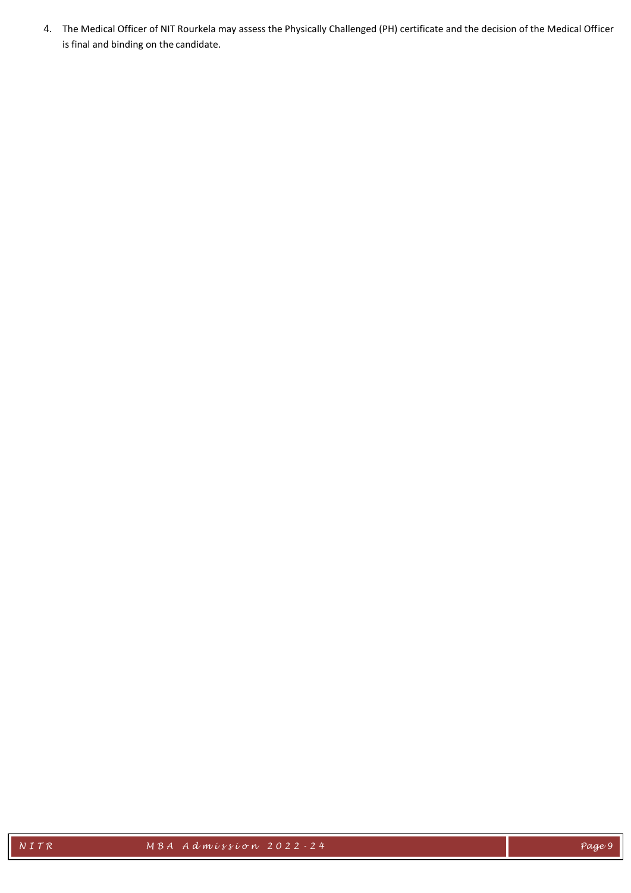4. The Medical Officer of NIT Rourkela may assess the Physically Challenged (PH) certificate and the decision of the Medical Officer is final and binding on the candidate.